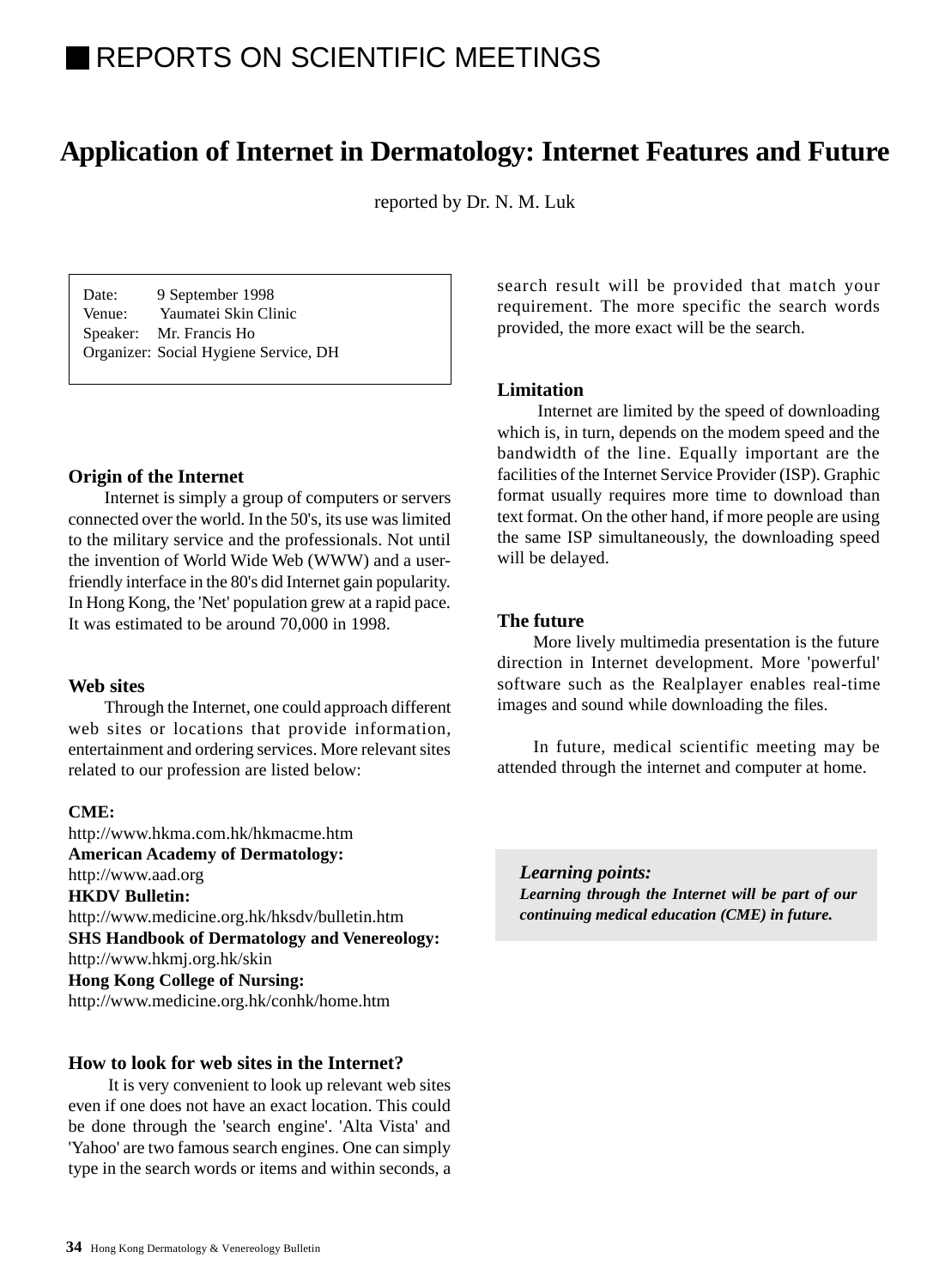# REPORTS ON SCIENTIFIC MEETINGS

## Application of Internet in Dermatology: Internet Features and Future

reported by Dr. N. M. Luk

Date: 9 September 1998
Venue: Yaumatei Skin Clinic
Speaker: Mr. Francis Ho
Organizer: Social Hygiene Service, DH

### Origin of the Internet

Internet is simply a group of computers or servers connected over the world. In the 50's, its use was limited to the military service and the professionals. Not until the invention of World Wide Web (WWW) and a user-friendly interface in the 80's did Internet gain popularity. In Hong Kong, the 'Net' population grew at a rapid pace. It was estimated to be around 70,000 in 1998.

### Web sites

Through the Internet, one could approach different web sites or locations that provide information, entertainment and ordering services. More relevant sites related to our profession are listed below:

**CME:**
http://www.hkma.com.hk/hkmacme.htm
**American Academy of Dermatology:**
http://www.aad.org
**HKDV Bulletin:**
http://www.medicine.org.hk/hksdv/bulletin.htm
**SHS Handbook of Dermatology and Venereology:**
http://www.hkmj.org.hk/skin
**Hong Kong College of Nursing:**
http://www.medicine.org.hk/conhk/home.htm

### How to look for web sites in the Internet?

It is very convenient to look up relevant web sites even if one does not have an exact location. This could be done through the 'search engine'. 'Alta Vista' and 'Yahoo' are two famous search engines. One can simply type in the search words or items and within seconds, a search result will be provided that match your requirement. The more specific the search words provided, the more exact will be the search.

### Limitation

Internet are limited by the speed of downloading which is, in turn, depends on the modem speed and the bandwidth of the line. Equally important are the facilities of the Internet Service Provider (ISP). Graphic format usually requires more time to download than text format. On the other hand, if more people are using the same ISP simultaneously, the downloading speed will be delayed.

### The future

More lively multimedia presentation is the future direction in Internet development. More 'powerful' software such as the Realplayer enables real-time images and sound while downloading the files.

In future, medical scientific meeting may be attended through the internet and computer at home.

***Learning points:***
***Learning through the Internet will be part of our continuing medical education (CME) in future.***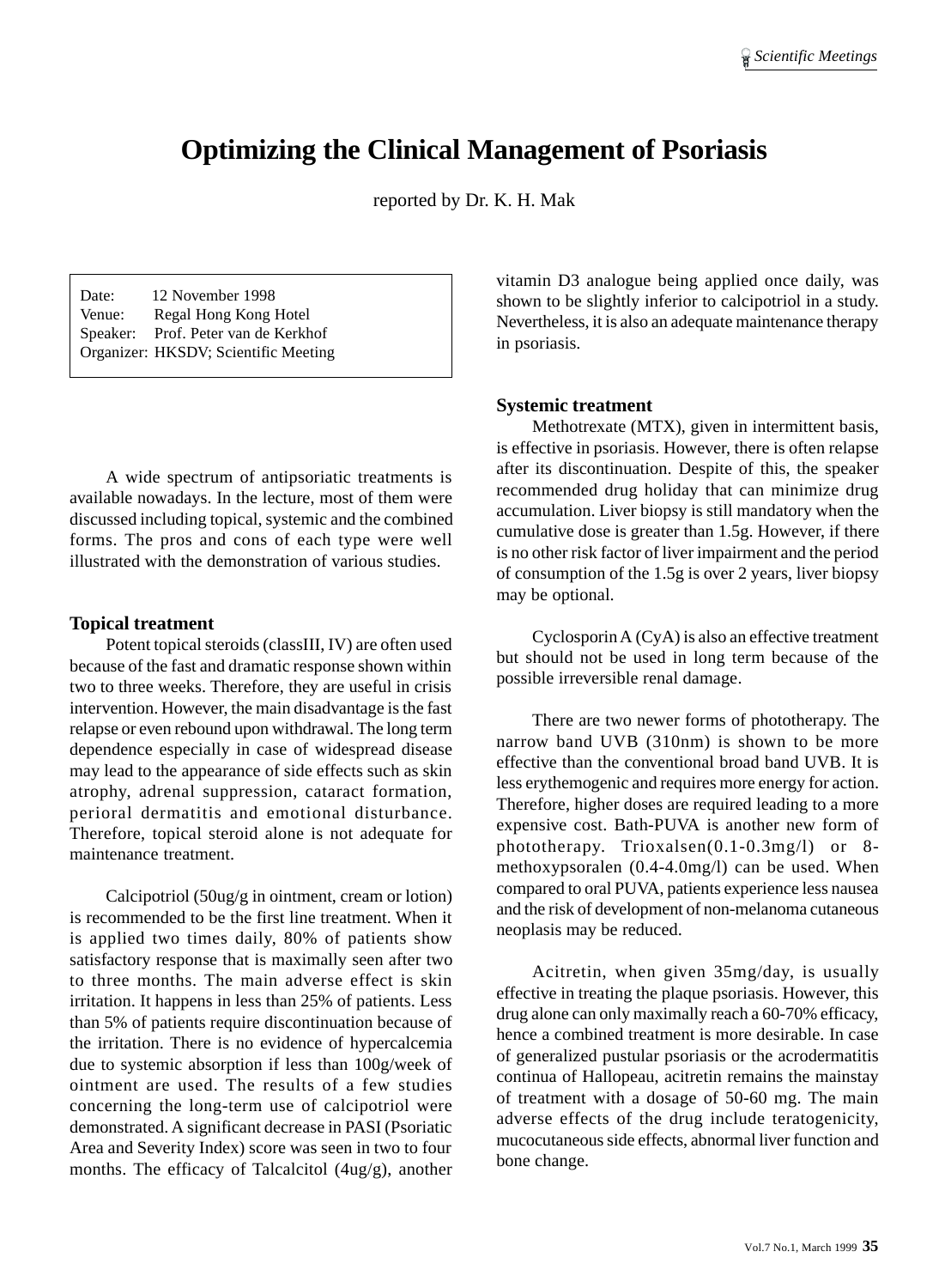# Optimizing the Clinical Management of Psoriasis

reported by Dr. K. H. Mak

Date: 12 November 1998
Venue: Regal Hong Kong Hotel
Speaker: Prof. Peter van de Kerkhof
Organizer: HKSDV; Scientific Meeting

A wide spectrum of antipsoriatic treatments is available nowadays. In the lecture, most of them were discussed including topical, systemic and the combined forms. The pros and cons of each type were well illustrated with the demonstration of various studies.

### Topical treatment

Potent topical steroids (classIII, IV) are often used because of the fast and dramatic response shown within two to three weeks. Therefore, they are useful in crisis intervention. However, the main disadvantage is the fast relapse or even rebound upon withdrawal. The long term dependence especially in case of widespread disease may lead to the appearance of side effects such as skin atrophy, adrenal suppression, cataract formation, perioral dermatitis and emotional disturbance. Therefore, topical steroid alone is not adequate for maintenance treatment.

Calcipotriol (50ug/g in ointment, cream or lotion) is recommended to be the first line treatment. When it is applied two times daily, 80% of patients show satisfactory response that is maximally seen after two to three months. The main adverse effect is skin irritation. It happens in less than 25% of patients. Less than 5% of patients require discontinuation because of the irritation. There is no evidence of hypercalcemia due to systemic absorption if less than 100g/week of ointment are used. The results of a few studies concerning the long-term use of calcipotriol were demonstrated. A significant decrease in PASI (Psoriatic Area and Severity Index) score was seen in two to four months. The efficacy of Talcalcitol (4ug/g), another vitamin D3 analogue being applied once daily, was shown to be slightly inferior to calcipotriol in a study. Nevertheless, it is also an adequate maintenance therapy in psoriasis.

### Systemic treatment

Methotrexate (MTX), given in intermittent basis, is effective in psoriasis. However, there is often relapse after its discontinuation. Despite of this, the speaker recommended drug holiday that can minimize drug accumulation. Liver biopsy is still mandatory when the cumulative dose is greater than 1.5g. However, if there is no other risk factor of liver impairment and the period of consumption of the 1.5g is over 2 years, liver biopsy may be optional.

Cyclosporin A (CyA) is also an effective treatment but should not be used in long term because of the possible irreversible renal damage.

There are two newer forms of phototherapy. The narrow band UVB (310nm) is shown to be more effective than the conventional broad band UVB. It is less erythemogenic and requires more energy for action. Therefore, higher doses are required leading to a more expensive cost. Bath-PUVA is another new form of phototherapy. Trioxalsen(0.1-0.3mg/l) or 8-methoxypsoralen (0.4-4.0mg/l) can be used. When compared to oral PUVA, patients experience less nausea and the risk of development of non-melanoma cutaneous neoplasis may be reduced.

Acitretin, when given 35mg/day, is usually effective in treating the plaque psoriasis. However, this drug alone can only maximally reach a 60-70% efficacy, hence a combined treatment is more desirable. In case of generalized pustular psoriasis or the acrodermatitis continua of Hallopeau, acitretin remains the mainstay of treatment with a dosage of 50-60 mg. The main adverse effects of the drug include teratogenicity, mucocutaneous side effects, abnormal liver function and bone change.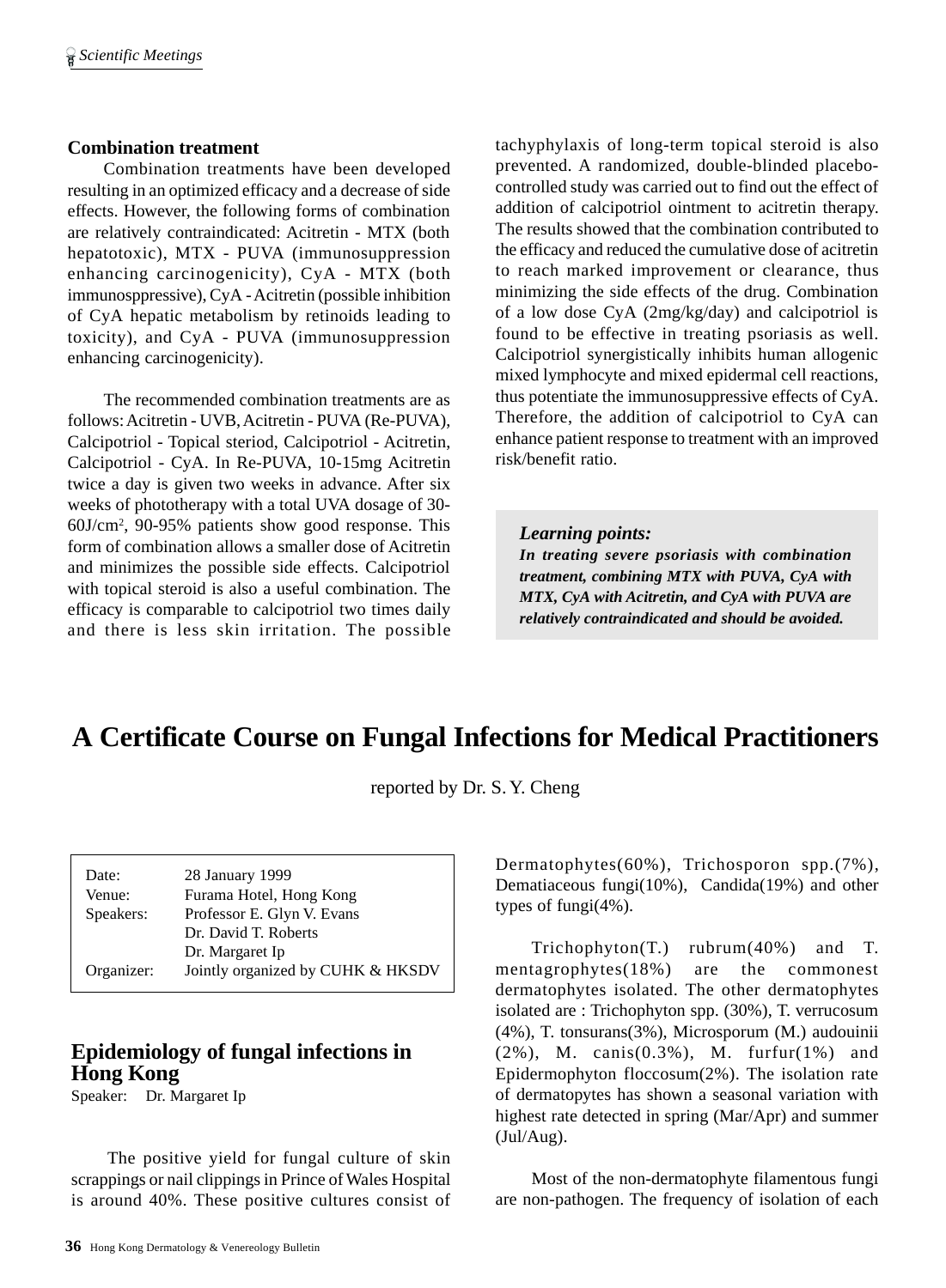### Combination treatment

Combination treatments have been developed resulting in an optimized efficacy and a decrease of side effects. However, the following forms of combination are relatively contraindicated: Acitretin - MTX (both hepatotoxic), MTX - PUVA (immunosuppression enhancing carcinogenicity), CyA - MTX (both immunosppressive), CyA - Acitretin (possible inhibition of CyA hepatic metabolism by retinoids leading to toxicity), and CyA - PUVA (immunosuppression enhancing carcinogenicity).

The recommended combination treatments are as follows: Acitretin - UVB, Acitretin - PUVA (Re-PUVA), Calcipotriol - Topical steriod, Calcipotriol - Acitretin, Calcipotriol - CyA. In Re-PUVA, 10-15mg Acitretin twice a day is given two weeks in advance. After six weeks of phototherapy with a total UVA dosage of 30-60J/cm[2], 90-95% patients show good response. This form of combination allows a smaller dose of Acitretin and minimizes the possible side effects. Calcipotriol with topical steroid is also a useful combination. The efficacy is comparable to calcipotriol two times daily and there is less skin irritation. The possible tachyphylaxis of long-term topical steroid is also prevented. A randomized, double-blinded placebo-controlled study was carried out to find out the effect of addition of calcipotriol ointment to acitretin therapy. The results showed that the combination contributed to the efficacy and reduced the cumulative dose of acitretin to reach marked improvement or clearance, thus minimizing the side effects of the drug. Combination of a low dose CyA (2mg/kg/day) and calcipotriol is found to be effective in treating psoriasis as well. Calcipotriol synergistically inhibits human allogenic mixed lymphocyte and mixed epidermal cell reactions, thus potentiate the immunosuppressive effects of CyA. Therefore, the addition of calcipotriol to CyA can enhance patient response to treatment with an improved risk/benefit ratio.

> ***Learning points:***
> ***In treating severe psoriasis with combination treatment, combining MTX with PUVA, CyA with MTX, CyA with Acitretin, and CyA with PUVA are relatively contraindicated and should be avoided.***

# A Certificate Course on Fungal Infections for Medical Practitioners

reported by Dr. S. Y. Cheng

| | |
|---|---|
| Date: | 28 January 1999 |
| Venue: | Furama Hotel, Hong Kong |
| Speakers: | Professor E. Glyn V. Evans |
| | Dr. David T. Roberts |
| | Dr. Margaret Ip |
| Organizer: | Jointly organized by CUHK & HKSDV |

## Epidemiology of fungal infections in Hong Kong

Speaker: Dr. Margaret Ip

The positive yield for fungal culture of skin scrappings or nail clippings in Prince of Wales Hospital is around 40%. These positive cultures consist of Dermatophytes(60%), Trichosporon spp.(7%), Dematiaceous fungi(10%), Candida(19%) and other types of fungi(4%).

Trichophyton(T.) rubrum(40%) and T. mentagrophytes(18%) are the commonest dermatophytes isolated. The other dermatophytes isolated are : Trichophyton spp. (30%), T. verrucosum (4%), T. tonsurans(3%), Microsporum (M.) audouinii (2%), M. canis(0.3%), M. furfur(1%) and Epidermophyton floccosum(2%). The isolation rate of dermatopytes has shown a seasonal variation with highest rate detected in spring (Mar/Apr) and summer (Jul/Aug).

Most of the non-dermatophyte filamentous fungi are non-pathogen. The frequency of isolation of each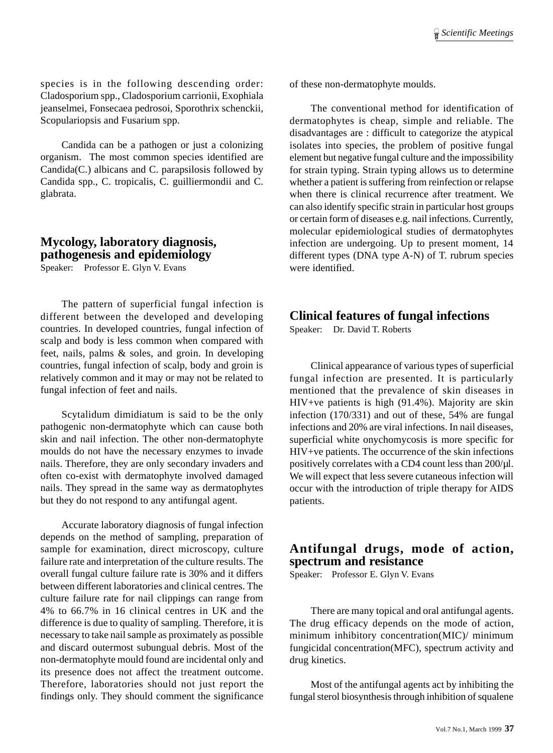species is in the following descending order: Cladosporium spp., Cladosporium carrionii, Exophiala jeanselmei, Fonsecaea pedrosoi, Sporothrix schenckii, Scopulariopsis and Fusarium spp.

Candida can be a pathogen or just a colonizing organism. The most common species identified are Candida(C.) albicans and C. parapsilosis followed by Candida spp., C. tropicalis, C. guilliermondii and C. glabrata.

## Mycology, laboratory diagnosis, pathogenesis and epidemiology

Speaker: Professor E. Glyn V. Evans

The pattern of superficial fungal infection is different between the developed and developing countries. In developed countries, fungal infection of scalp and body is less common when compared with feet, nails, palms & soles, and groin. In developing countries, fungal infection of scalp, body and groin is relatively common and it may or may not be related to fungal infection of feet and nails.

Scytalidum dimidiatum is said to be the only pathogenic non-dermatophyte which can cause both skin and nail infection. The other non-dermatophyte moulds do not have the necessary enzymes to invade nails. Therefore, they are only secondary invaders and often co-exist with dermatophyte involved damaged nails. They spread in the same way as dermatophytes but they do not respond to any antifungal agent.

Accurate laboratory diagnosis of fungal infection depends on the method of sampling, preparation of sample for examination, direct microscopy, culture failure rate and interpretation of the culture results. The overall fungal culture failure rate is 30% and it differs between different laboratories and clinical centres. The culture failure rate for nail clippings can range from 4% to 66.7% in 16 clinical centres in UK and the difference is due to quality of sampling. Therefore, it is necessary to take nail sample as proximately as possible and discard outermost subungual debris. Most of the non-dermatophyte mould found are incidental only and its presence does not affect the treatment outcome. Therefore, laboratories should not just report the findings only. They should comment the significance of these non-dermatophyte moulds.

The conventional method for identification of dermatophytes is cheap, simple and reliable. The disadvantages are : difficult to categorize the atypical isolates into species, the problem of positive fungal element but negative fungal culture and the impossibility for strain typing. Strain typing allows us to determine whether a patient is suffering from reinfection or relapse when there is clinical recurrence after treatment. We can also identify specific strain in particular host groups or certain form of diseases e.g. nail infections. Currently, molecular epidemiological studies of dermatophytes infection are undergoing. Up to present moment, 14 different types (DNA type A-N) of T. rubrum species were identified.

## Clinical features of fungal infections

Speaker: Dr. David T. Roberts

Clinical appearance of various types of superficial fungal infection are presented. It is particularly mentioned that the prevalence of skin diseases in HIV+ve patients is high (91.4%). Majority are skin infection (170/331) and out of these, 54% are fungal infections and 20% are viral infections. In nail diseases, superficial white onychomycosis is more specific for HIV+ve patients. The occurrence of the skin infections positively correlates with a CD4 count less than 200/μl. We will expect that less severe cutaneous infection will occur with the introduction of triple therapy for AIDS patients.

## Antifungal drugs, mode of action, spectrum and resistance

Speaker: Professor E. Glyn V. Evans

There are many topical and oral antifungal agents. The drug efficacy depends on the mode of action, minimum inhibitory concentration(MIC)/ minimum fungicidal concentration(MFC), spectrum activity and drug kinetics.

Most of the antifungal agents act by inhibiting the fungal sterol biosynthesis through inhibition of squalene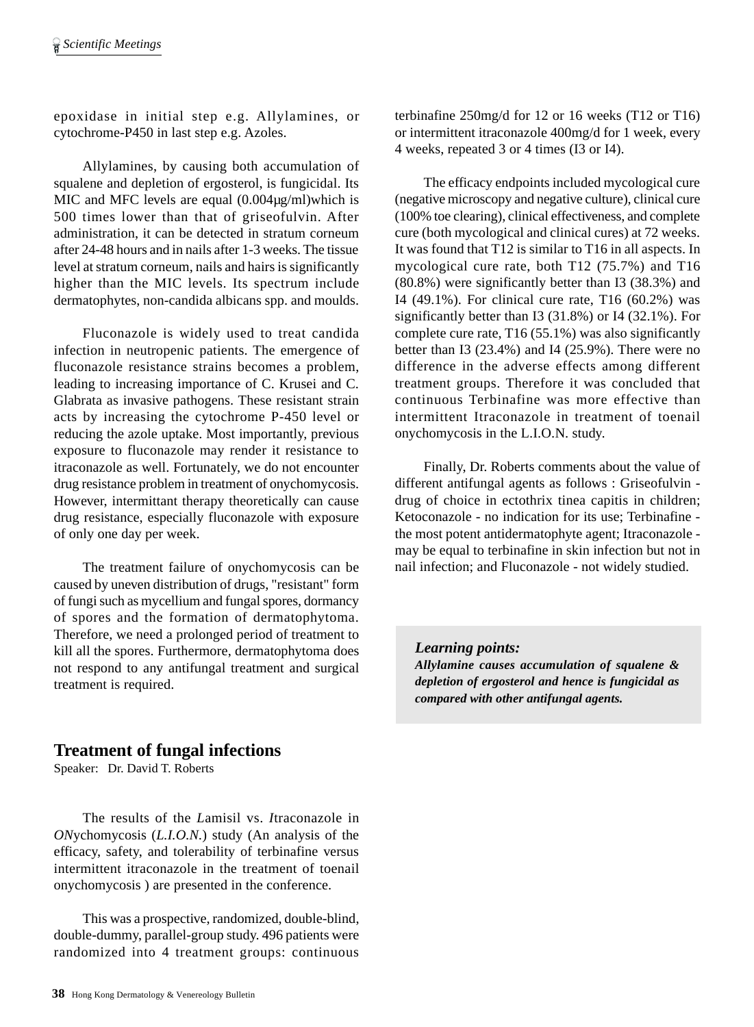epoxidase in initial step e.g. Allylamines, or cytochrome-P450 in last step e.g. Azoles.

Allylamines, by causing both accumulation of squalene and depletion of ergosterol, is fungicidal. Its MIC and MFC levels are equal (0.004μg/ml)which is 500 times lower than that of griseofulvin. After administration, it can be detected in stratum corneum after 24-48 hours and in nails after 1-3 weeks. The tissue level at stratum corneum, nails and hairs is significantly higher than the MIC levels. Its spectrum include dermatophytes, non-candida albicans spp. and moulds.

Fluconazole is widely used to treat candida infection in neutropenic patients. The emergence of fluconazole resistance strains becomes a problem, leading to increasing importance of C. Krusei and C. Glabrata as invasive pathogens. These resistant strain acts by increasing the cytochrome P-450 level or reducing the azole uptake. Most importantly, previous exposure to fluconazole may render it resistance to itraconazole as well. Fortunately, we do not encounter drug resistance problem in treatment of onychomycosis. However, intermittant therapy theoretically can cause drug resistance, especially fluconazole with exposure of only one day per week.

The treatment failure of onychomycosis can be caused by uneven distribution of drugs, "resistant" form of fungi such as mycellium and fungal spores, dormancy of spores and the formation of dermatophytoma. Therefore, we need a prolonged period of treatment to kill all the spores. Furthermore, dermatophytoma does not respond to any antifungal treatment and surgical treatment is required.

## Treatment of fungal infections

Speaker: Dr. David T. Roberts

The results of the *L*amisil vs. *I*traconazole in *ON*ychomycosis (*L.I.O.N.*) study (An analysis of the efficacy, safety, and tolerability of terbinafine versus intermittent itraconazole in the treatment of toenail onychomycosis ) are presented in the conference.

This was a prospective, randomized, double-blind, double-dummy, parallel-group study. 496 patients were randomized into 4 treatment groups: continuous terbinafine 250mg/d for 12 or 16 weeks (T12 or T16) or intermittent itraconazole 400mg/d for 1 week, every 4 weeks, repeated 3 or 4 times (I3 or I4).

The efficacy endpoints included mycological cure (negative microscopy and negative culture), clinical cure (100% toe clearing), clinical effectiveness, and complete cure (both mycological and clinical cures) at 72 weeks. It was found that T12 is similar to T16 in all aspects. In mycological cure rate, both T12 (75.7%) and T16 (80.8%) were significantly better than I3 (38.3%) and I4 (49.1%). For clinical cure rate, T16 (60.2%) was significantly better than I3 (31.8%) or I4 (32.1%). For complete cure rate, T16 (55.1%) was also significantly better than I3 (23.4%) and I4 (25.9%). There were no difference in the adverse effects among different treatment groups. Therefore it was concluded that continuous Terbinafine was more effective than intermittent Itraconazole in treatment of toenail onychomycosis in the L.I.O.N. study.

Finally, Dr. Roberts comments about the value of different antifungal agents as follows : Griseofulvin - drug of choice in ectothrix tinea capitis in children; Ketoconazole - no indication for its use; Terbinafine - the most potent antidermatophyte agent; Itraconazole - may be equal to terbinafine in skin infection but not in nail infection; and Fluconazole - not widely studied.

***Learning points:***

***Allylamine causes accumulation of squalene & depletion of ergosterol and hence is fungicidal as compared with other antifungal agents.***